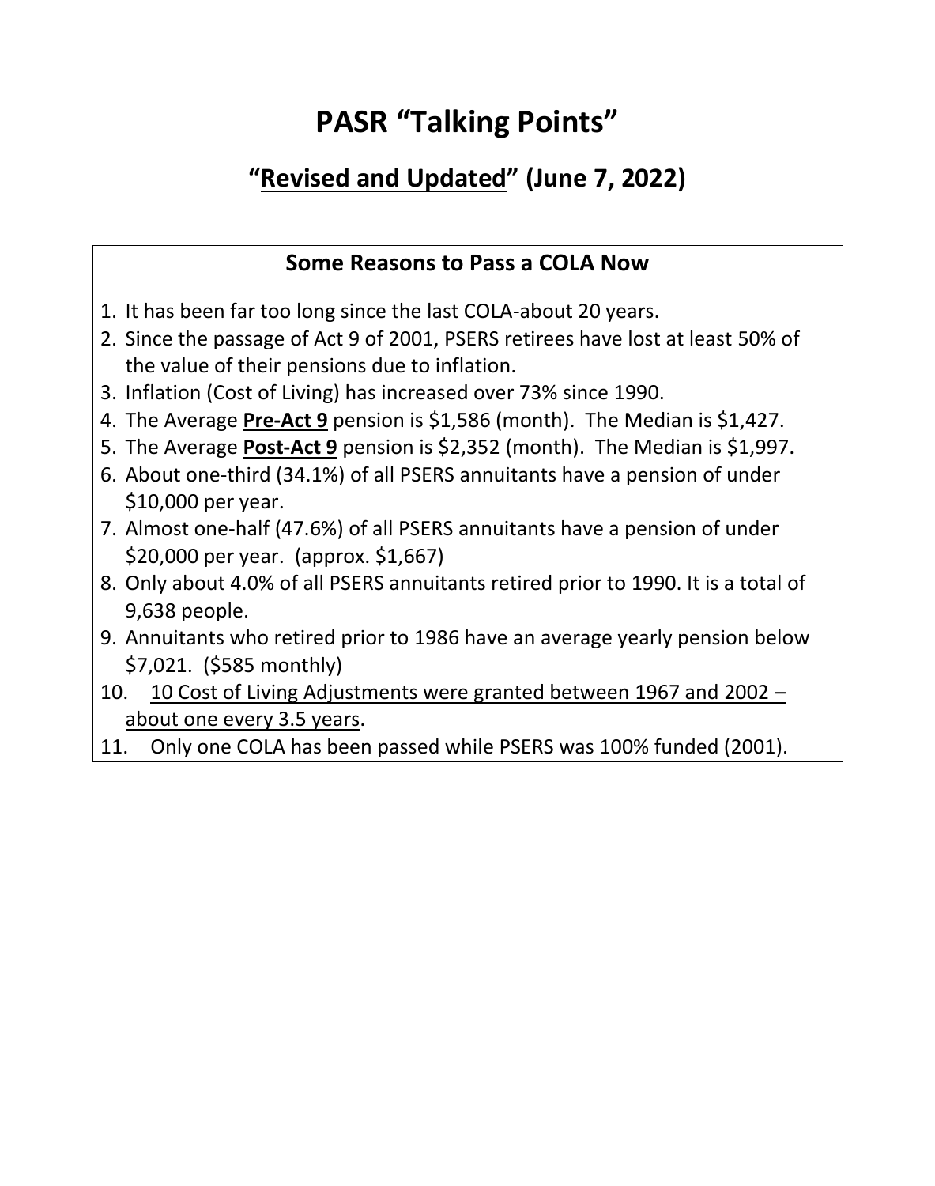# PASR "Talking Points"

## "<u>Revised and Updated</u>" (June 7, 2022)

### Some Reasons to Pass a COLA Now

1. It has been far too long since the last COLA-about 20 years.
2. Since the passage of Act 9 of 2001, PSERS retirees have lost at least 50% of the value of their pensions due to inflation.
3. Inflation (Cost of Living) has increased over 73% since 1990.
4. The Average **<u>Pre-Act 9</u>** pension is $1,586 (month). The Median is $1,427.
5. The Average **<u>Post-Act 9</u>** pension is $2,352 (month). The Median is $1,997.
6. About one-third (34.1%) of all PSERS annuitants have a pension of under $10,000 per year.
7. Almost one-half (47.6%) of all PSERS annuitants have a pension of under $20,000 per year. (approx. $1,667)
8. Only about 4.0% of all PSERS annuitants retired prior to 1990. It is a total of 9,638 people.
9. Annuitants who retired prior to 1986 have an average yearly pension below $7,021. ($585 monthly)
10. <u>10 Cost of Living Adjustments were granted between 1967 and 2002 – about one every 3.5 years</u>.
11. Only one COLA has been passed while PSERS was 100% funded (2001).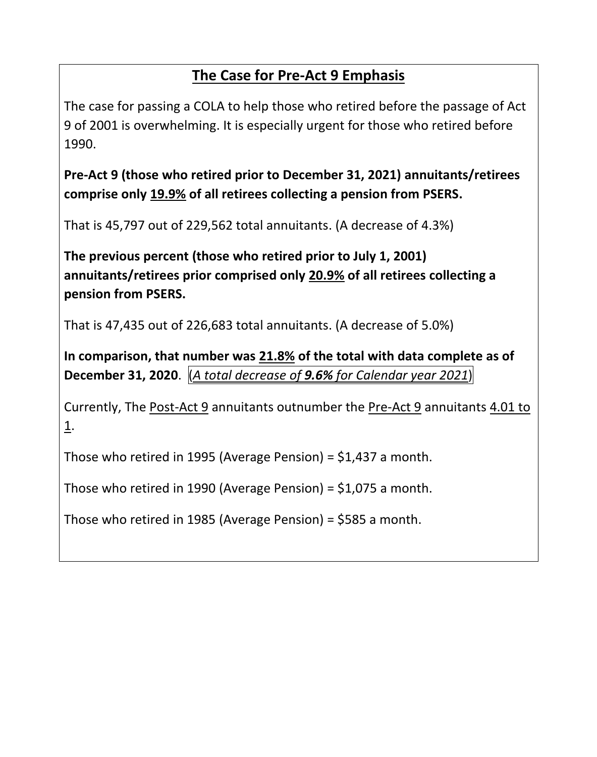## The Case for Pre-Act 9 Emphasis

The case for passing a COLA to help those who retired before the passage of Act 9 of 2001 is overwhelming. It is especially urgent for those who retired before 1990.

**Pre-Act 9 (those who retired prior to December 31, 2021) annuitants/retirees comprise only 19.9% of all retirees collecting a pension from PSERS.**

That is 45,797 out of 229,562 total annuitants. (A decrease of 4.3%)

**The previous percent (those who retired prior to July 1, 2001) annuitants/retirees prior comprised only 20.9% of all retirees collecting a pension from PSERS.**

That is 47,435 out of 226,683 total annuitants. (A decrease of 5.0%)

**In comparison, that number was 21.8% of the total with data complete as of December 31, 2020**. (*A total decrease of **9.6%** for Calendar year 2021*)

Currently, The Post-Act 9 annuitants outnumber the Pre-Act 9 annuitants 4.01 to 1.

Those who retired in 1995 (Average Pension) = $1,437 a month.

Those who retired in 1990 (Average Pension) = $1,075 a month.

Those who retired in 1985 (Average Pension) = $585 a month.